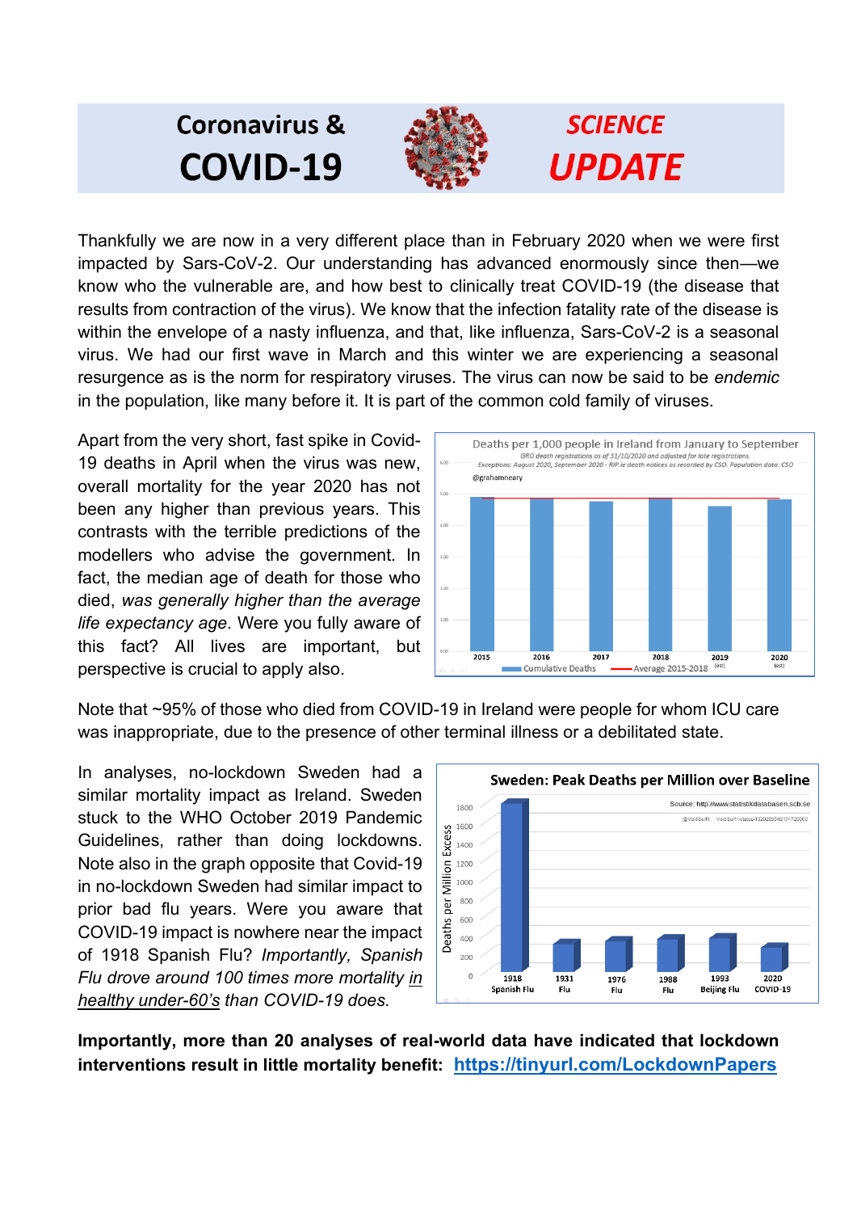# Coronavirus & COVID-19 — SCIENCE UPDATE

Thankfully we are now in a very different place than in February 2020 when we were first impacted by Sars-CoV-2. Our understanding has advanced enormously since then—we know who the vulnerable are, and how best to clinically treat COVID-19 (the disease that results from contraction of the virus). We know that the infection fatality rate of the disease is within the envelope of a nasty influenza, and that, like influenza, Sars-CoV-2 is a seasonal virus. We had our first wave in March and this winter we are experiencing a seasonal resurgence as is the norm for respiratory viruses. The virus can now be said to be *endemic* in the population, like many before it. It is part of the common cold family of viruses.

Apart from the very short, fast spike in Covid-19 deaths in April when the virus was new, overall mortality for the year 2020 has not been any higher than previous years. This contrasts with the terrible predictions of the modellers who advise the government. In fact, the median age of death for those who died, *was generally higher than the average life expectancy age*. Were you fully aware of this fact? All lives are important, but perspective is crucial to apply also.

Note that ~95% of those who died from COVID-19 in Ireland were people for whom ICU care was inappropriate, due to the presence of other terminal illness or a debilitated state.

In analyses, no-lockdown Sweden had a similar mortality impact as Ireland. Sweden stuck to the WHO October 2019 Pandemic Guidelines, rather than doing lockdowns. Note also in the graph opposite that Covid-19 in no-lockdown Sweden had similar impact to prior bad flu years. Were you aware that COVID-19 impact is nowhere near the impact of 1918 Spanish Flu? *Importantly, Spanish Flu drove around 100 times more mortality in healthy under-60's than COVID-19 does.*

**Importantly, more than 20 analyses of real-world data have indicated that lockdown interventions result in little mortality benefit: https://tinyurl.com/LockdownPapers**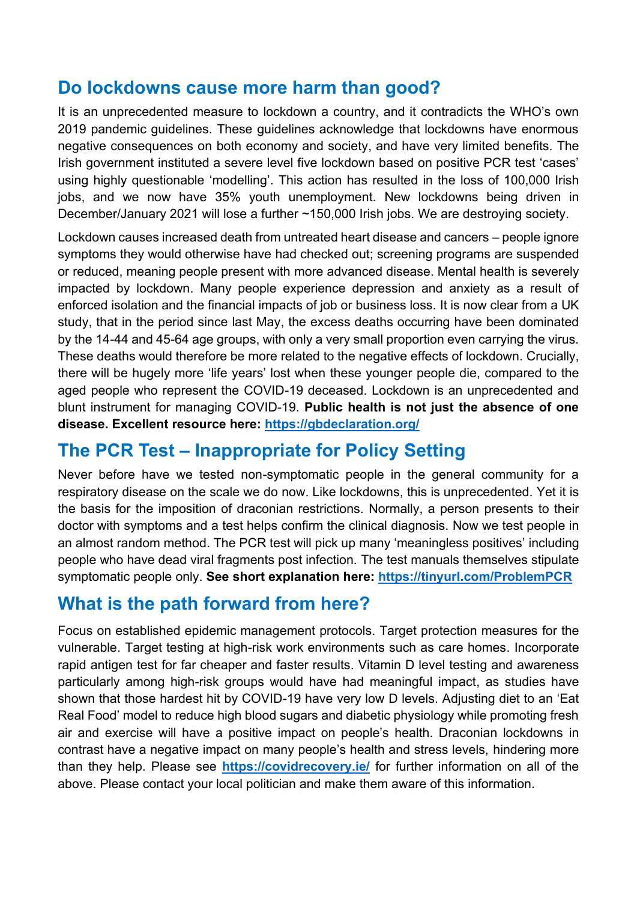## Do lockdowns cause more harm than good?

It is an unprecedented measure to lockdown a country, and it contradicts the WHO's own 2019 pandemic guidelines. These guidelines acknowledge that lockdowns have enormous negative consequences on both economy and society, and have very limited benefits. The Irish government instituted a severe level five lockdown based on positive PCR test 'cases' using highly questionable 'modelling'. This action has resulted in the loss of 100,000 Irish jobs, and we now have 35% youth unemployment. New lockdowns being driven in December/January 2021 will lose a further ~150,000 Irish jobs. We are destroying society.

Lockdown causes increased death from untreated heart disease and cancers – people ignore symptoms they would otherwise have had checked out; screening programs are suspended or reduced, meaning people present with more advanced disease. Mental health is severely impacted by lockdown. Many people experience depression and anxiety as a result of enforced isolation and the financial impacts of job or business loss. It is now clear from a UK study, that in the period since last May, the excess deaths occurring have been dominated by the 14-44 and 45-64 age groups, with only a very small proportion even carrying the virus. These deaths would therefore be more related to the negative effects of lockdown. Crucially, there will be hugely more 'life years' lost when these younger people die, compared to the aged people who represent the COVID-19 deceased. Lockdown is an unprecedented and blunt instrument for managing COVID-19. **Public health is not just the absence of one disease. Excellent resource here: [https://gbdeclaration.org/](https://gbdeclaration.org/)**

## The PCR Test – Inappropriate for Policy Setting

Never before have we tested non-symptomatic people in the general community for a respiratory disease on the scale we do now. Like lockdowns, this is unprecedented. Yet it is the basis for the imposition of draconian restrictions. Normally, a person presents to their doctor with symptoms and a test helps confirm the clinical diagnosis. Now we test people in an almost random method. The PCR test will pick up many 'meaningless positives' including people who have dead viral fragments post infection. The test manuals themselves stipulate symptomatic people only. **See short explanation here: [https://tinyurl.com/ProblemPCR](https://tinyurl.com/ProblemPCR)**

## What is the path forward from here?

Focus on established epidemic management protocols. Target protection measures for the vulnerable. Target testing at high-risk work environments such as care homes. Incorporate rapid antigen test for far cheaper and faster results. Vitamin D level testing and awareness particularly among high-risk groups would have had meaningful impact, as studies have shown that those hardest hit by COVID-19 have very low D levels. Adjusting diet to an 'Eat Real Food' model to reduce high blood sugars and diabetic physiology while promoting fresh air and exercise will have a positive impact on people's health. Draconian lockdowns in contrast have a negative impact on many people's health and stress levels, hindering more than they help. Please see **[https://covidrecovery.ie/](https://covidrecovery.ie/)** for further information on all of the above. Please contact your local politician and make them aware of this information.